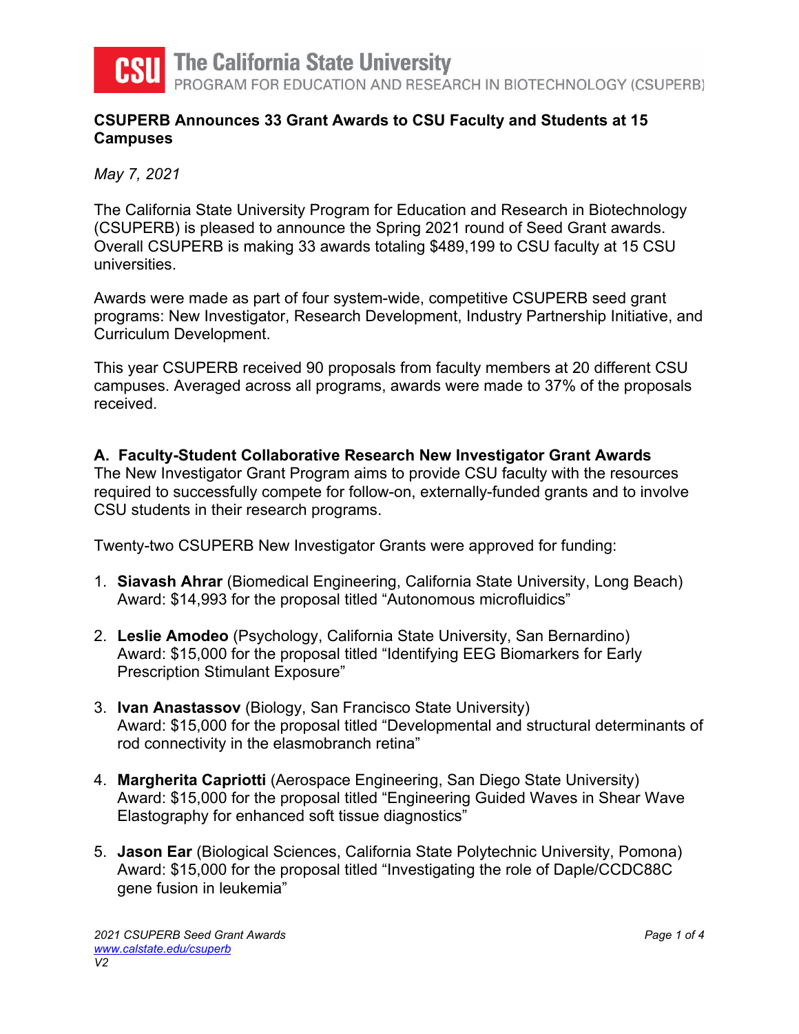# The California State University
PROGRAM FOR EDUCATION AND RESEARCH IN BIOTECHNOLOGY (CSUPERB)

## CSUPERB Announces 33 Grant Awards to CSU Faculty and Students at 15 Campuses

*May 7, 2021*

The California State University Program for Education and Research in Biotechnology (CSUPERB) is pleased to announce the Spring 2021 round of Seed Grant awards. Overall CSUPERB is making 33 awards totaling $489,199 to CSU faculty at 15 CSU universities.

Awards were made as part of four system-wide, competitive CSUPERB seed grant programs: New Investigator, Research Development, Industry Partnership Initiative, and Curriculum Development.

This year CSUPERB received 90 proposals from faculty members at 20 different CSU campuses. Averaged across all programs, awards were made to 37% of the proposals received.

### A. Faculty-Student Collaborative Research New Investigator Grant Awards

The New Investigator Grant Program aims to provide CSU faculty with the resources required to successfully compete for follow-on, externally-funded grants and to involve CSU students in their research programs.

Twenty-two CSUPERB New Investigator Grants were approved for funding:

1. **Siavash Ahrar** (Biomedical Engineering, California State University, Long Beach)
   Award: $14,993 for the proposal titled "Autonomous microfluidics"

2. **Leslie Amodeo** (Psychology, California State University, San Bernardino)
   Award: $15,000 for the proposal titled "Identifying EEG Biomarkers for Early Prescription Stimulant Exposure"

3. **Ivan Anastassov** (Biology, San Francisco State University)
   Award: $15,000 for the proposal titled "Developmental and structural determinants of rod connectivity in the elasmobranch retina"

4. **Margherita Capriotti** (Aerospace Engineering, San Diego State University)
   Award: $15,000 for the proposal titled "Engineering Guided Waves in Shear Wave Elastography for enhanced soft tissue diagnostics"

5. **Jason Ear** (Biological Sciences, California State Polytechnic University, Pomona)
   Award: $15,000 for the proposal titled "Investigating the role of Daple/CCDC88C gene fusion in leukemia"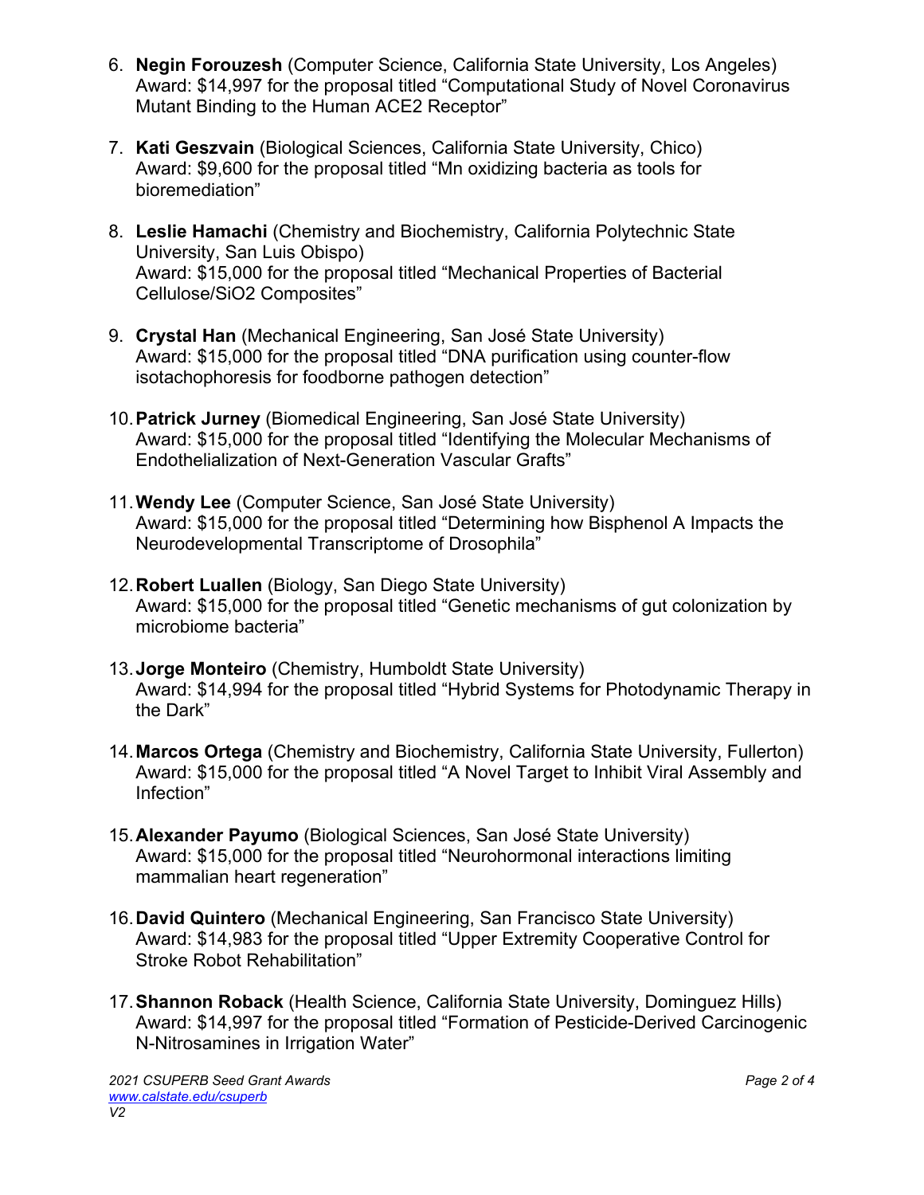6. **Negin Forouzesh** (Computer Science, California State University, Los Angeles)
   Award: $14,997 for the proposal titled "Computational Study of Novel Coronavirus Mutant Binding to the Human ACE2 Receptor"

7. **Kati Geszvain** (Biological Sciences, California State University, Chico)
   Award: $9,600 for the proposal titled "Mn oxidizing bacteria as tools for bioremediation"

8. **Leslie Hamachi** (Chemistry and Biochemistry, California Polytechnic State University, San Luis Obispo)
   Award: $15,000 for the proposal titled "Mechanical Properties of Bacterial Cellulose/$SiO_2$ Composites"

9. **Crystal Han** (Mechanical Engineering, San José State University)
   Award: $15,000 for the proposal titled "DNA purification using counter-flow isotachophoresis for foodborne pathogen detection"

10. **Patrick Jurney** (Biomedical Engineering, San José State University)
    Award: $15,000 for the proposal titled "Identifying the Molecular Mechanisms of Endothelialization of Next-Generation Vascular Grafts"

11. **Wendy Lee** (Computer Science, San José State University)
    Award: $15,000 for the proposal titled "Determining how Bisphenol A Impacts the Neurodevelopmental Transcriptome of Drosophila"

12. **Robert Luallen** (Biology, San Diego State University)
    Award: $15,000 for the proposal titled "Genetic mechanisms of gut colonization by microbiome bacteria"

13. **Jorge Monteiro** (Chemistry, Humboldt State University)
    Award: $14,994 for the proposal titled "Hybrid Systems for Photodynamic Therapy in the Dark"

14. **Marcos Ortega** (Chemistry and Biochemistry, California State University, Fullerton)
    Award: $15,000 for the proposal titled "A Novel Target to Inhibit Viral Assembly and Infection"

15. **Alexander Payumo** (Biological Sciences, San José State University)
    Award: $15,000 for the proposal titled "Neurohormonal interactions limiting mammalian heart regeneration"

16. **David Quintero** (Mechanical Engineering, San Francisco State University)
    Award: $14,983 for the proposal titled "Upper Extremity Cooperative Control for Stroke Robot Rehabilitation"

17. **Shannon Roback** (Health Science, California State University, Dominguez Hills)
    Award: $14,997 for the proposal titled "Formation of Pesticide-Derived Carcinogenic N-Nitrosamines in Irrigation Water"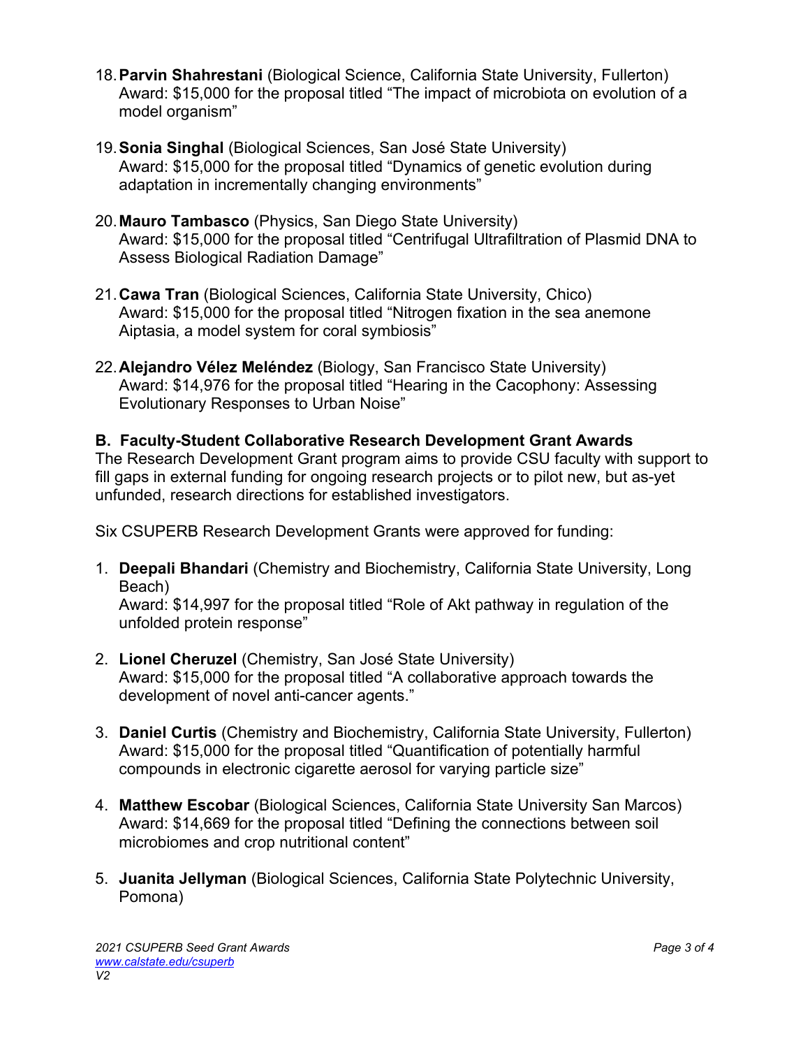18. **Parvin Shahrestani** (Biological Science, California State University, Fullerton)
    Award: $15,000 for the proposal titled "The impact of microbiota on evolution of a model organism"

19. **Sonia Singhal** (Biological Sciences, San José State University)
    Award: $15,000 for the proposal titled "Dynamics of genetic evolution during adaptation in incrementally changing environments"

20. **Mauro Tambasco** (Physics, San Diego State University)
    Award: $15,000 for the proposal titled "Centrifugal Ultrafiltration of Plasmid DNA to Assess Biological Radiation Damage"

21. **Cawa Tran** (Biological Sciences, California State University, Chico)
    Award: $15,000 for the proposal titled "Nitrogen fixation in the sea anemone Aiptasia, a model system for coral symbiosis"

22. **Alejandro Vélez Meléndez** (Biology, San Francisco State University)
    Award: $14,976 for the proposal titled "Hearing in the Cacophony: Assessing Evolutionary Responses to Urban Noise"

## B. Faculty-Student Collaborative Research Development Grant Awards

The Research Development Grant program aims to provide CSU faculty with support to fill gaps in external funding for ongoing research projects or to pilot new, but as-yet unfunded, research directions for established investigators.

Six CSUPERB Research Development Grants were approved for funding:

1. **Deepali Bhandari** (Chemistry and Biochemistry, California State University, Long Beach)
   Award: $14,997 for the proposal titled "Role of Akt pathway in regulation of the unfolded protein response"

2. **Lionel Cheruzel** (Chemistry, San José State University)
   Award: $15,000 for the proposal titled "A collaborative approach towards the development of novel anti-cancer agents."

3. **Daniel Curtis** (Chemistry and Biochemistry, California State University, Fullerton)
   Award: $15,000 for the proposal titled "Quantification of potentially harmful compounds in electronic cigarette aerosol for varying particle size"

4. **Matthew Escobar** (Biological Sciences, California State University San Marcos)
   Award: $14,669 for the proposal titled "Defining the connections between soil microbiomes and crop nutritional content"

5. **Juanita Jellyman** (Biological Sciences, California State Polytechnic University, Pomona)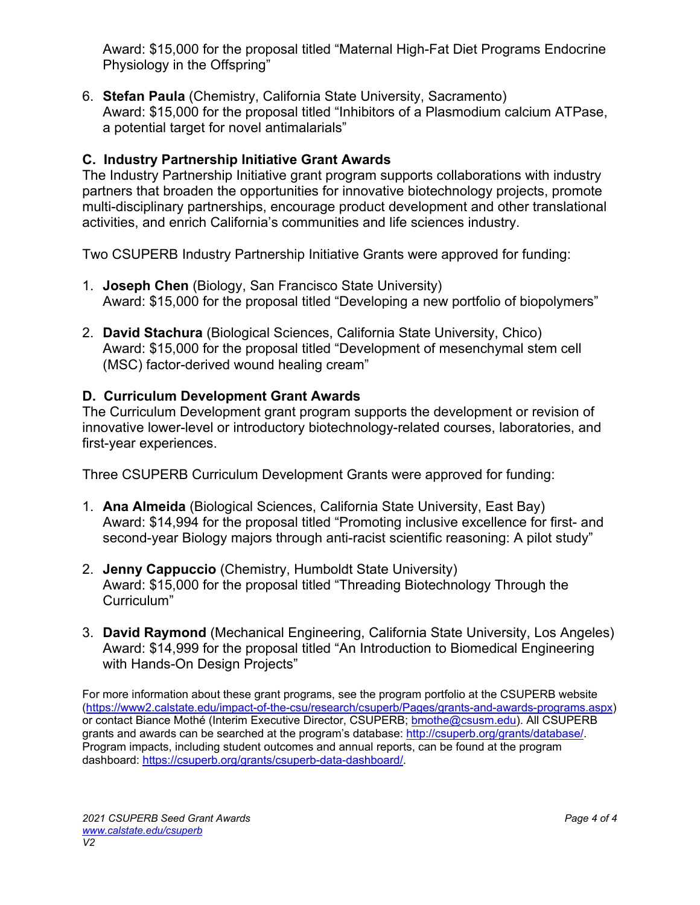Award: $15,000 for the proposal titled “Maternal High-Fat Diet Programs Endocrine Physiology in the Offspring”

6. **Stefan Paula** (Chemistry, California State University, Sacramento)
   Award: $15,000 for the proposal titled “Inhibitors of a Plasmodium calcium ATPase, a potential target for novel antimalarials”

### C. Industry Partnership Initiative Grant Awards

The Industry Partnership Initiative grant program supports collaborations with industry partners that broaden the opportunities for innovative biotechnology projects, promote multi-disciplinary partnerships, encourage product development and other translational activities, and enrich California’s communities and life sciences industry.

Two CSUPERB Industry Partnership Initiative Grants were approved for funding:

1. **Joseph Chen** (Biology, San Francisco State University)
   Award: $15,000 for the proposal titled “Developing a new portfolio of biopolymers”

2. **David Stachura** (Biological Sciences, California State University, Chico)
   Award: $15,000 for the proposal titled “Development of mesenchymal stem cell (MSC) factor-derived wound healing cream”

### D. Curriculum Development Grant Awards

The Curriculum Development grant program supports the development or revision of innovative lower-level or introductory biotechnology-related courses, laboratories, and first-year experiences.

Three CSUPERB Curriculum Development Grants were approved for funding:

1. **Ana Almeida** (Biological Sciences, California State University, East Bay)
   Award: $14,994 for the proposal titled “Promoting inclusive excellence for first- and second-year Biology majors through anti-racist scientific reasoning: A pilot study”

2. **Jenny Cappuccio** (Chemistry, Humboldt State University)
   Award: $15,000 for the proposal titled “Threading Biotechnology Through the Curriculum”

3. **David Raymond** (Mechanical Engineering, California State University, Los Angeles)
   Award: $14,999 for the proposal titled “An Introduction to Biomedical Engineering with Hands-On Design Projects”

For more information about these grant programs, see the program portfolio at the CSUPERB website (https://www2.calstate.edu/impact-of-the-csu/research/csuperb/Pages/grants-and-awards-programs.aspx) or contact Biance Mothé (Interim Executive Director, CSUPERB; bmothe@csusm.edu). All CSUPERB grants and awards can be searched at the program’s database: http://csuperb.org/grants/database/. Program impacts, including student outcomes and annual reports, can be found at the program dashboard: https://csuperb.org/grants/csuperb-data-dashboard/.